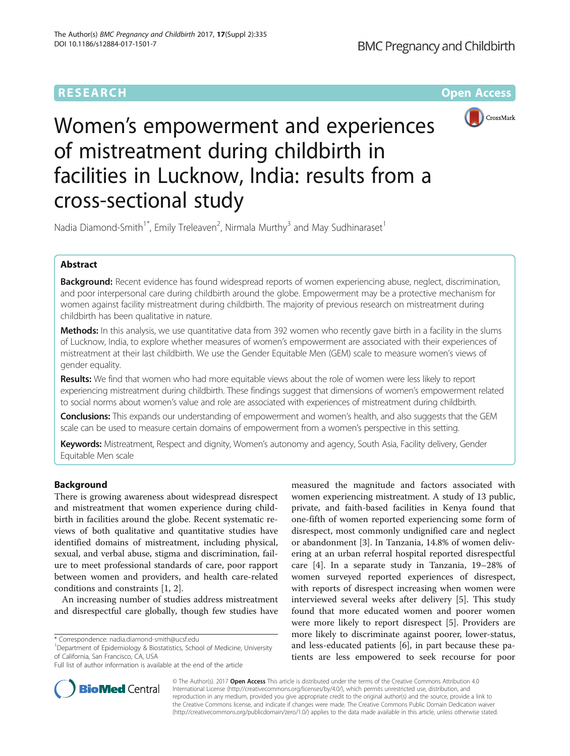RESEARCH

Open Access

# Women's empowerment and experiences of mistreatment during childbirth in facilities in Lucknow, India: results from a cross-sectional study

Nadia Diamond-Smith[1*], Emily Treleaven[2], Nirmala Murthy[3] and May Sudhinaraset[1]

## Abstract

**Background:** Recent evidence has found widespread reports of women experiencing abuse, neglect, discrimination, and poor interpersonal care during childbirth around the globe. Empowerment may be a protective mechanism for women against facility mistreatment during childbirth. The majority of previous research on mistreatment during childbirth has been qualitative in nature.

**Methods:** In this analysis, we use quantitative data from 392 women who recently gave birth in a facility in the slums of Lucknow, India, to explore whether measures of women's empowerment are associated with their experiences of mistreatment at their last childbirth. We use the Gender Equitable Men (GEM) scale to measure women's views of gender equality.

**Results:** We find that women who had more equitable views about the role of women were less likely to report experiencing mistreatment during childbirth. These findings suggest that dimensions of women's empowerment related to social norms about women's value and role are associated with experiences of mistreatment during childbirth.

**Conclusions:** This expands our understanding of empowerment and women's health, and also suggests that the GEM scale can be used to measure certain domains of empowerment from a women's perspective in this setting.

**Keywords:** Mistreatment, Respect and dignity, Women's autonomy and agency, South Asia, Facility delivery, Gender Equitable Men scale

## Background

There is growing awareness about widespread disrespect and mistreatment that women experience during childbirth in facilities around the globe. Recent systematic reviews of both qualitative and quantitative studies have identified domains of mistreatment, including physical, sexual, and verbal abuse, stigma and discrimination, failure to meet professional standards of care, poor rapport between women and providers, and health care-related conditions and constraints [1, 2].

An increasing number of studies address mistreatment and disrespectful care globally, though few studies have measured the magnitude and factors associated with women experiencing mistreatment. A study of 13 public, private, and faith-based facilities in Kenya found that one-fifth of women reported experiencing some form of disrespect, most commonly undignified care and neglect or abandonment [3]. In Tanzania, 14.8% of women delivering at an urban referral hospital reported disrespectful care [4]. In a separate study in Tanzania, 19–28% of women surveyed reported experiences of disrespect, with reports of disrespect increasing when women were interviewed several weeks after delivery [5]. This study found that more educated women and poorer women were more likely to report disrespect [5]. Providers are more likely to discriminate against poorer, lower-status, and less-educated patients [6], in part because these patients are less empowered to seek recourse for poor

* Correspondence: nadia.diamond-smith@ucsf.edu
[1]Department of Epidemiology & Biostatistics, School of Medicine, University of California, San Francisco, CA, USA
Full list of author information is available at the end of the article

© The Author(s). 2017 **Open Access** This article is distributed under the terms of the Creative Commons Attribution 4.0 International License (http://creativecommons.org/licenses/by/4.0/), which permits unrestricted use, distribution, and reproduction in any medium, provided you give appropriate credit to the original author(s) and the source, provide a link to the Creative Commons license, and indicate if changes were made. The Creative Commons Public Domain Dedication waiver (http://creativecommons.org/publicdomain/zero/1.0/) applies to the data made available in this article, unless otherwise stated.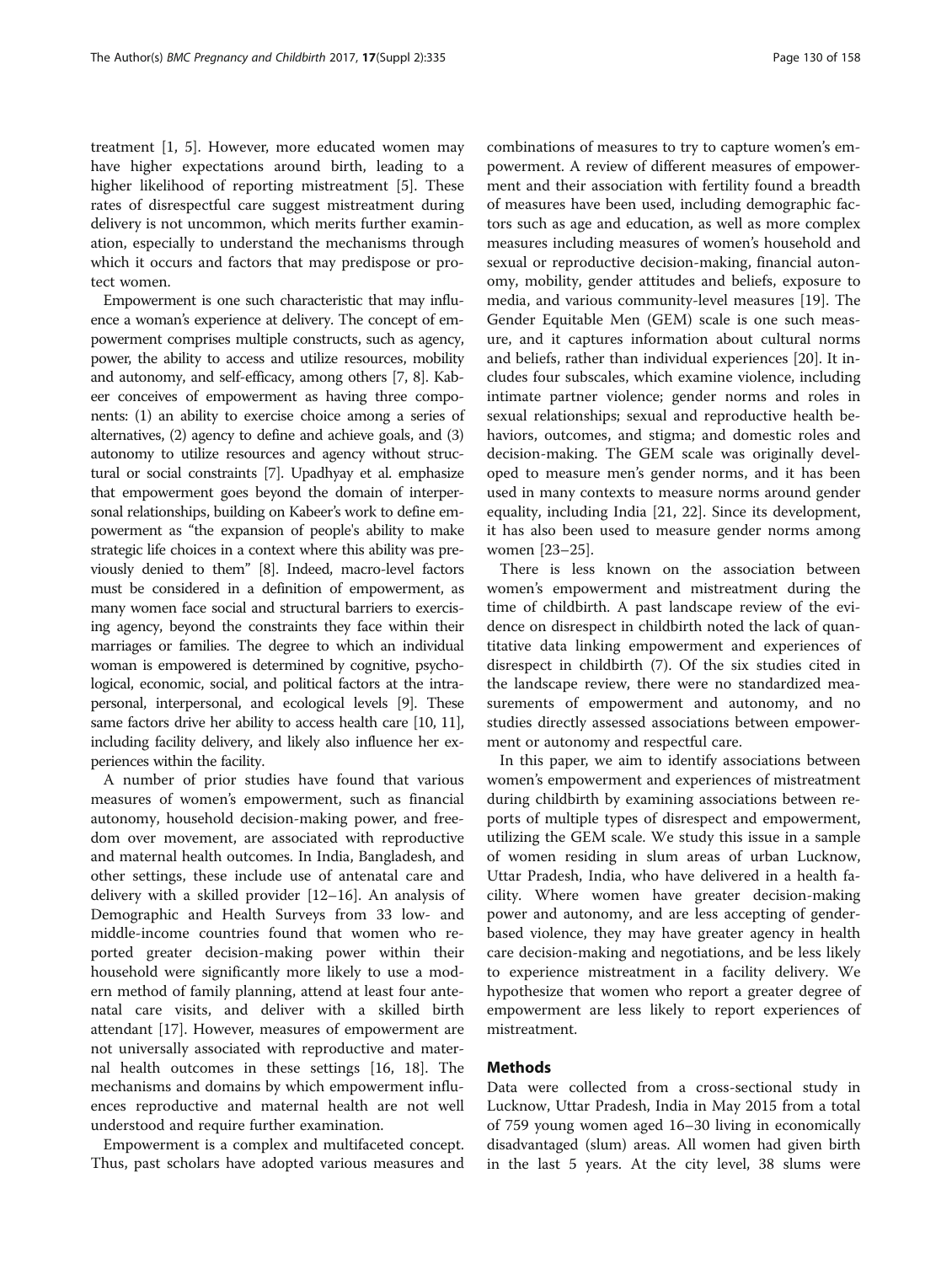treatment [1, 5]. However, more educated women may have higher expectations around birth, leading to a higher likelihood of reporting mistreatment [5]. These rates of disrespectful care suggest mistreatment during delivery is not uncommon, which merits further examination, especially to understand the mechanisms through which it occurs and factors that may predispose or protect women.

Empowerment is one such characteristic that may influence a woman's experience at delivery. The concept of empowerment comprises multiple constructs, such as agency, power, the ability to access and utilize resources, mobility and autonomy, and self-efficacy, among others [7, 8]. Kabeer conceives of empowerment as having three components: (1) an ability to exercise choice among a series of alternatives, (2) agency to define and achieve goals, and (3) autonomy to utilize resources and agency without structural or social constraints [7]. Upadhyay et al. emphasize that empowerment goes beyond the domain of interpersonal relationships, building on Kabeer's work to define empowerment as "the expansion of people's ability to make strategic life choices in a context where this ability was previously denied to them" [8]. Indeed, macro-level factors must be considered in a definition of empowerment, as many women face social and structural barriers to exercising agency, beyond the constraints they face within their marriages or families. The degree to which an individual woman is empowered is determined by cognitive, psychological, economic, social, and political factors at the intrapersonal, interpersonal, and ecological levels [9]. These same factors drive her ability to access health care [10, 11], including facility delivery, and likely also influence her experiences within the facility.

A number of prior studies have found that various measures of women's empowerment, such as financial autonomy, household decision-making power, and freedom over movement, are associated with reproductive and maternal health outcomes. In India, Bangladesh, and other settings, these include use of antenatal care and delivery with a skilled provider [12–16]. An analysis of Demographic and Health Surveys from 33 low- and middle-income countries found that women who reported greater decision-making power within their household were significantly more likely to use a modern method of family planning, attend at least four antenatal care visits, and deliver with a skilled birth attendant [17]. However, measures of empowerment are not universally associated with reproductive and maternal health outcomes in these settings [16, 18]. The mechanisms and domains by which empowerment influences reproductive and maternal health are not well understood and require further examination.

Empowerment is a complex and multifaceted concept. Thus, past scholars have adopted various measures and combinations of measures to try to capture women's empowerment. A review of different measures of empowerment and their association with fertility found a breadth of measures have been used, including demographic factors such as age and education, as well as more complex measures including measures of women's household and sexual or reproductive decision-making, financial autonomy, mobility, gender attitudes and beliefs, exposure to media, and various community-level measures [19]. The Gender Equitable Men (GEM) scale is one such measure, and it captures information about cultural norms and beliefs, rather than individual experiences [20]. It includes four subscales, which examine violence, including intimate partner violence; gender norms and roles in sexual relationships; sexual and reproductive health behaviors, outcomes, and stigma; and domestic roles and decision-making. The GEM scale was originally developed to measure men's gender norms, and it has been used in many contexts to measure norms around gender equality, including India [21, 22]. Since its development, it has also been used to measure gender norms among women [23–25].

There is less known on the association between women's empowerment and mistreatment during the time of childbirth. A past landscape review of the evidence on disrespect in childbirth noted the lack of quantitative data linking empowerment and experiences of disrespect in childbirth (7). Of the six studies cited in the landscape review, there were no standardized measurements of empowerment and autonomy, and no studies directly assessed associations between empowerment or autonomy and respectful care.

In this paper, we aim to identify associations between women's empowerment and experiences of mistreatment during childbirth by examining associations between reports of multiple types of disrespect and empowerment, utilizing the GEM scale. We study this issue in a sample of women residing in slum areas of urban Lucknow, Uttar Pradesh, India, who have delivered in a health facility. Where women have greater decision-making power and autonomy, and are less accepting of gender-based violence, they may have greater agency in health care decision-making and negotiations, and be less likely to experience mistreatment in a facility delivery. We hypothesize that women who report a greater degree of empowerment are less likely to report experiences of mistreatment.

## Methods

Data were collected from a cross-sectional study in Lucknow, Uttar Pradesh, India in May 2015 from a total of 759 young women aged 16–30 living in economically disadvantaged (slum) areas. All women had given birth in the last 5 years. At the city level, 38 slums were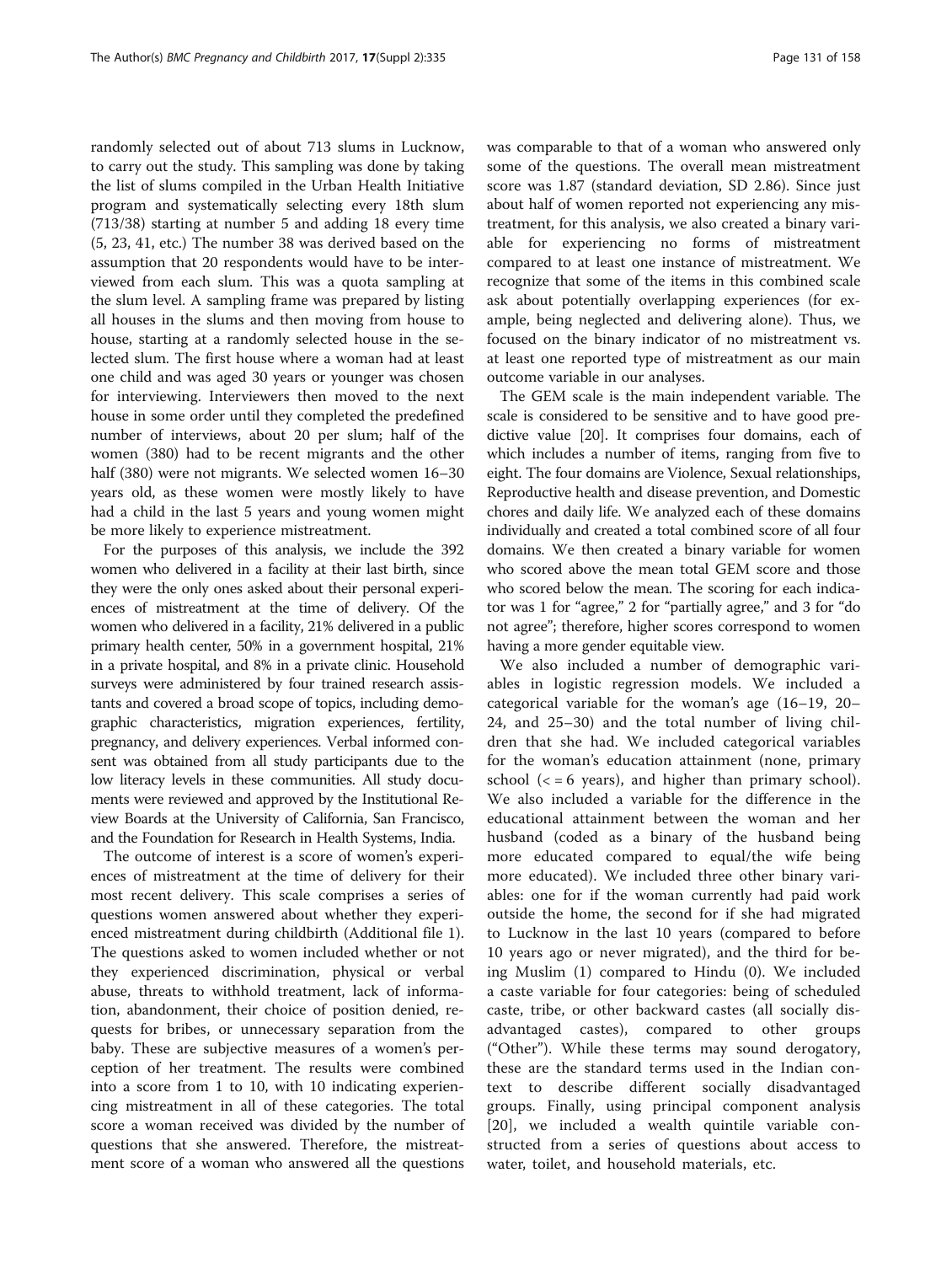randomly selected out of about 713 slums in Lucknow, to carry out the study. This sampling was done by taking the list of slums compiled in the Urban Health Initiative program and systematically selecting every 18th slum (713/38) starting at number 5 and adding 18 every time (5, 23, 41, etc.) The number 38 was derived based on the assumption that 20 respondents would have to be interviewed from each slum. This was a quota sampling at the slum level. A sampling frame was prepared by listing all houses in the slums and then moving from house to house, starting at a randomly selected house in the selected slum. The first house where a woman had at least one child and was aged 30 years or younger was chosen for interviewing. Interviewers then moved to the next house in some order until they completed the predefined number of interviews, about 20 per slum; half of the women (380) had to be recent migrants and the other half (380) were not migrants. We selected women 16–30 years old, as these women were mostly likely to have had a child in the last 5 years and young women might be more likely to experience mistreatment.

For the purposes of this analysis, we include the 392 women who delivered in a facility at their last birth, since they were the only ones asked about their personal experiences of mistreatment at the time of delivery. Of the women who delivered in a facility, 21% delivered in a public primary health center, 50% in a government hospital, 21% in a private hospital, and 8% in a private clinic. Household surveys were administered by four trained research assistants and covered a broad scope of topics, including demographic characteristics, migration experiences, fertility, pregnancy, and delivery experiences. Verbal informed consent was obtained from all study participants due to the low literacy levels in these communities. All study documents were reviewed and approved by the Institutional Review Boards at the University of California, San Francisco, and the Foundation for Research in Health Systems, India.

The outcome of interest is a score of women's experiences of mistreatment at the time of delivery for their most recent delivery. This scale comprises a series of questions women answered about whether they experienced mistreatment during childbirth (Additional file 1). The questions asked to women included whether or not they experienced discrimination, physical or verbal abuse, threats to withhold treatment, lack of information, abandonment, their choice of position denied, requests for bribes, or unnecessary separation from the baby. These are subjective measures of a women's perception of her treatment. The results were combined into a score from 1 to 10, with 10 indicating experiencing mistreatment in all of these categories. The total score a woman received was divided by the number of questions that she answered. Therefore, the mistreatment score of a woman who answered all the questions was comparable to that of a woman who answered only some of the questions. The overall mean mistreatment score was 1.87 (standard deviation, SD 2.86). Since just about half of women reported not experiencing any mistreatment, for this analysis, we also created a binary variable for experiencing no forms of mistreatment compared to at least one instance of mistreatment. We recognize that some of the items in this combined scale ask about potentially overlapping experiences (for example, being neglected and delivering alone). Thus, we focused on the binary indicator of no mistreatment vs. at least one reported type of mistreatment as our main outcome variable in our analyses.

The GEM scale is the main independent variable. The scale is considered to be sensitive and to have good predictive value [20]. It comprises four domains, each of which includes a number of items, ranging from five to eight. The four domains are Violence, Sexual relationships, Reproductive health and disease prevention, and Domestic chores and daily life. We analyzed each of these domains individually and created a total combined score of all four domains. We then created a binary variable for women who scored above the mean total GEM score and those who scored below the mean. The scoring for each indicator was 1 for "agree," 2 for "partially agree," and 3 for "do not agree"; therefore, higher scores correspond to women having a more gender equitable view.

We also included a number of demographic variables in logistic regression models. We included a categorical variable for the woman's age (16–19, 20–24, and 25–30) and the total number of living children that she had. We included categorical variables for the woman's education attainment (none, primary school ($<= 6$ years), and higher than primary school). We also included a variable for the difference in the educational attainment between the woman and her husband (coded as a binary of the husband being more educated compared to equal/the wife being more educated). We included three other binary variables: one for if the woman currently had paid work outside the home, the second for if she had migrated to Lucknow in the last 10 years (compared to before 10 years ago or never migrated), and the third for being Muslim (1) compared to Hindu (0). We included a caste variable for four categories: being of scheduled caste, tribe, or other backward castes (all socially disadvantaged castes), compared to other groups ("Other"). While these terms may sound derogatory, these are the standard terms used in the Indian context to describe different socially disadvantaged groups. Finally, using principal component analysis [20], we included a wealth quintile variable constructed from a series of questions about access to water, toilet, and household materials, etc.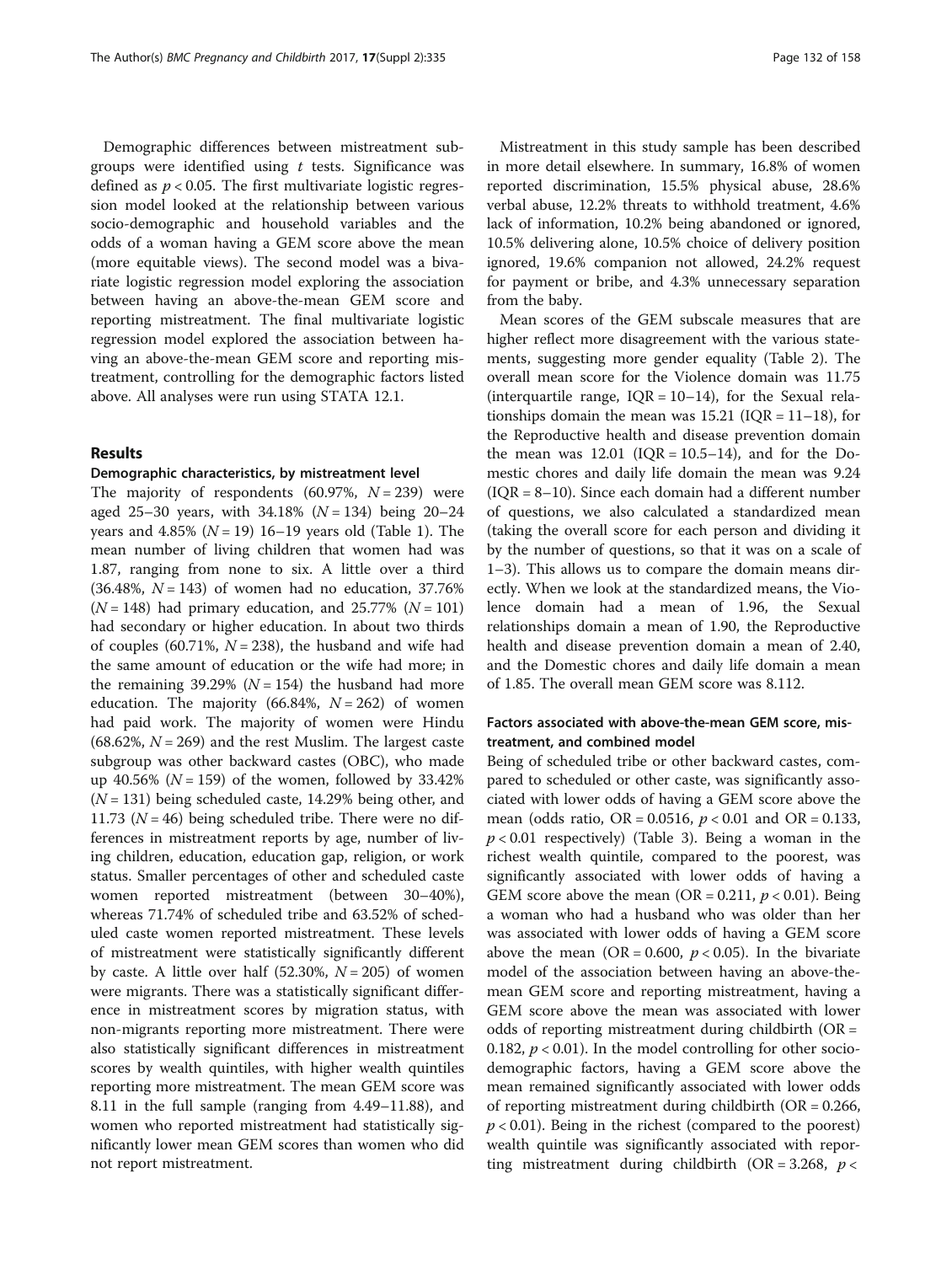Demographic differences between mistreatment subgroups were identified using *t* tests. Significance was defined as $p < 0.05$. The first multivariate logistic regression model looked at the relationship between various socio-demographic and household variables and the odds of a woman having a GEM score above the mean (more equitable views). The second model was a bivariate logistic regression model exploring the association between having an above-the-mean GEM score and reporting mistreatment. The final multivariate logistic regression model explored the association between having an above-the-mean GEM score and reporting mistreatment, controlling for the demographic factors listed above. All analyses were run using STATA 12.1.

## Results

### Demographic characteristics, by mistreatment level

The majority of respondents (60.97%, $N = 239$) were aged 25–30 years, with 34.18% ($N = 134$) being 20–24 years and 4.85% ($N = 19$) 16–19 years old (Table 1). The mean number of living children that women had was 1.87, ranging from none to six. A little over a third (36.48%, $N = 143$) of women had no education, 37.76% ($N = 148$) had primary education, and 25.77% ($N = 101$) had secondary or higher education. In about two thirds of couples (60.71%, $N = 238$), the husband and wife had the same amount of education or the wife had more; in the remaining 39.29% ($N = 154$) the husband had more education. The majority (66.84%, $N = 262$) of women had paid work. The majority of women were Hindu (68.62%, $N = 269$) and the rest Muslim. The largest caste subgroup was other backward castes (OBC), who made up 40.56% ($N = 159$) of the women, followed by 33.42% ($N = 131$) being scheduled caste, 14.29% being other, and 11.73 ($N = 46$) being scheduled tribe. There were no differences in mistreatment reports by age, number of living children, education, education gap, religion, or work status. Smaller percentages of other and scheduled caste women reported mistreatment (between 30–40%), whereas 71.74% of scheduled tribe and 63.52% of scheduled caste women reported mistreatment. These levels of mistreatment were statistically significantly different by caste. A little over half (52.30%, $N = 205$) of women were migrants. There was a statistically significant difference in mistreatment scores by migration status, with non-migrants reporting more mistreatment. There were also statistically significant differences in mistreatment scores by wealth quintiles, with higher wealth quintiles reporting more mistreatment. The mean GEM score was 8.11 in the full sample (ranging from 4.49–11.88), and women who reported mistreatment had statistically significantly lower mean GEM scores than women who did not report mistreatment.

Mistreatment in this study sample has been described in more detail elsewhere. In summary, 16.8% of women reported discrimination, 15.5% physical abuse, 28.6% verbal abuse, 12.2% threats to withhold treatment, 4.6% lack of information, 10.2% being abandoned or ignored, 10.5% delivering alone, 10.5% choice of delivery position ignored, 19.6% companion not allowed, 24.2% request for payment or bribe, and 4.3% unnecessary separation from the baby.

Mean scores of the GEM subscale measures that are higher reflect more disagreement with the various statements, suggesting more gender equality (Table 2). The overall mean score for the Violence domain was 11.75 (interquartile range, IQR = 10–14), for the Sexual relationships domain the mean was 15.21 (IQR = 11–18), for the Reproductive health and disease prevention domain the mean was 12.01 (IQR = 10.5–14), and for the Domestic chores and daily life domain the mean was 9.24 (IQR = 8–10). Since each domain had a different number of questions, we also calculated a standardized mean (taking the overall score for each person and dividing it by the number of questions, so that it was on a scale of 1–3). This allows us to compare the domain means directly. When we look at the standardized means, the Violence domain had a mean of 1.96, the Sexual relationships domain a mean of 1.90, the Reproductive health and disease prevention domain a mean of 2.40, and the Domestic chores and daily life domain a mean of 1.85. The overall mean GEM score was 8.112.

### Factors associated with above-the-mean GEM score, mistreatment, and combined model

Being of scheduled tribe or other backward castes, compared to scheduled or other caste, was significantly associated with lower odds of having a GEM score above the mean (odds ratio, OR = 0.0516, $p < 0.01$ and OR = 0.133, $p < 0.01$ respectively) (Table 3). Being a woman in the richest wealth quintile, compared to the poorest, was significantly associated with lower odds of having a GEM score above the mean (OR = 0.211, $p < 0.01$). Being a woman who had a husband who was older than her was associated with lower odds of having a GEM score above the mean (OR = 0.600, $p < 0.05$). In the bivariate model of the association between having an above-the-mean GEM score and reporting mistreatment, having a GEM score above the mean was associated with lower odds of reporting mistreatment during childbirth (OR = 0.182, $p < 0.01$). In the model controlling for other socio-demographic factors, having a GEM score above the mean remained significantly associated with lower odds of reporting mistreatment during childbirth (OR = 0.266, $p < 0.01$). Being in the richest (compared to the poorest) wealth quintile was significantly associated with reporting mistreatment during childbirth (OR = 3.268, $p <$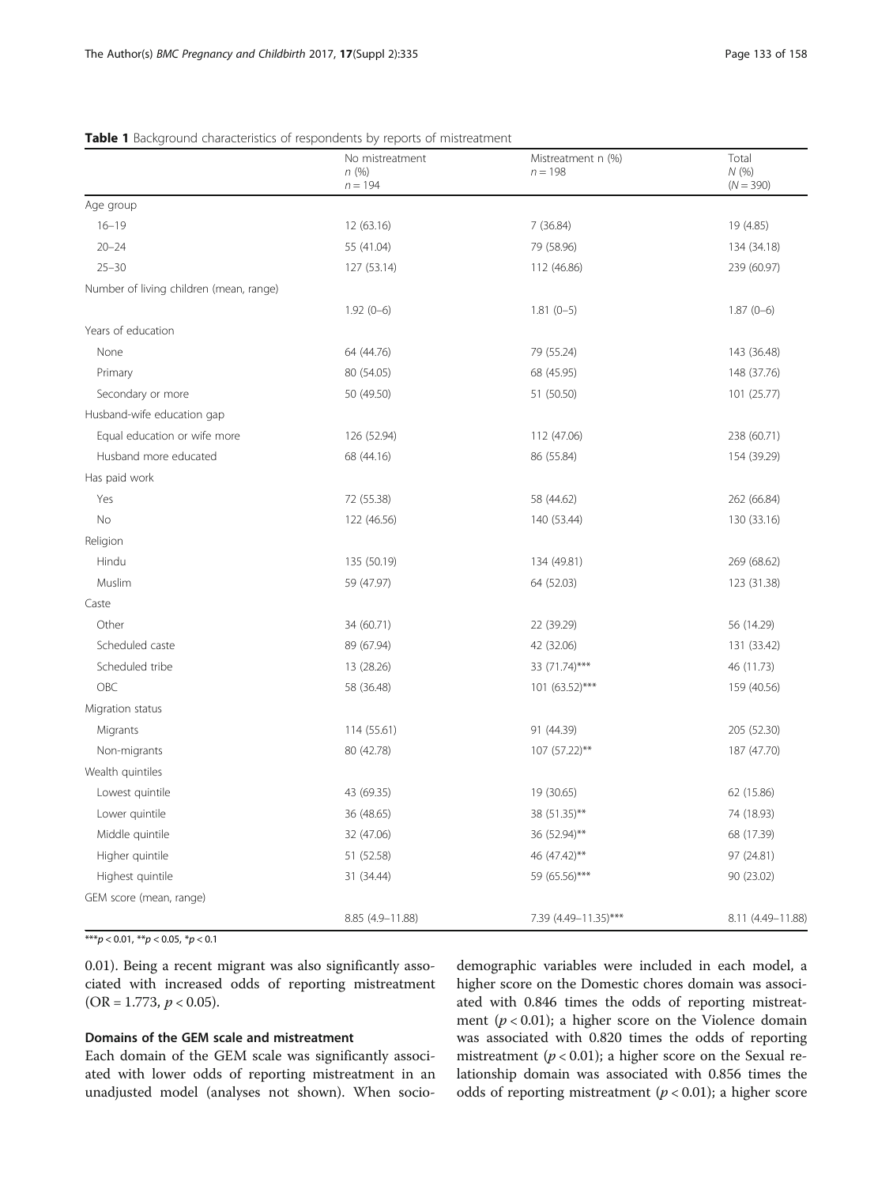**Table 1** Background characteristics of respondents by reports of mistreatment

| | No mistreatment n (%) n = 194 | Mistreatment n (%) n = 198 | Total N (%) (N = 390) |
|---|---|---|---|
| Age group | | | |
| 16–19 | 12 (63.16) | 7 (36.84) | 19 (4.85) |
| 20–24 | 55 (41.04) | 79 (58.96) | 134 (34.18) |
| 25–30 | 127 (53.14) | 112 (46.86) | 239 (60.97) |
| Number of living children (mean, range) | | | |
| | 1.92 (0–6) | 1.81 (0–5) | 1.87 (0–6) |
| Years of education | | | |
| None | 64 (44.76) | 79 (55.24) | 143 (36.48) |
| Primary | 80 (54.05) | 68 (45.95) | 148 (37.76) |
| Secondary or more | 50 (49.50) | 51 (50.50) | 101 (25.77) |
| Husband-wife education gap | | | |
| Equal education or wife more | 126 (52.94) | 112 (47.06) | 238 (60.71) |
| Husband more educated | 68 (44.16) | 86 (55.84) | 154 (39.29) |
| Has paid work | | | |
| Yes | 72 (55.38) | 58 (44.62) | 262 (66.84) |
| No | 122 (46.56) | 140 (53.44) | 130 (33.16) |
| Religion | | | |
| Hindu | 135 (50.19) | 134 (49.81) | 269 (68.62) |
| Muslim | 59 (47.97) | 64 (52.03) | 123 (31.38) |
| Caste | | | |
| Other | 34 (60.71) | 22 (39.29) | 56 (14.29) |
| Scheduled caste | 89 (67.94) | 42 (32.06) | 131 (33.42) |
| Scheduled tribe | 13 (28.26) | 33 (71.74)*** | 46 (11.73) |
| OBC | 58 (36.48) | 101 (63.52)*** | 159 (40.56) |
| Migration status | | | |
| Migrants | 114 (55.61) | 91 (44.39) | 205 (52.30) |
| Non-migrants | 80 (42.78) | 107 (57.22)** | 187 (47.70) |
| Wealth quintiles | | | |
| Lowest quintile | 43 (69.35) | 19 (30.65) | 62 (15.86) |
| Lower quintile | 36 (48.65) | 38 (51.35)** | 74 (18.93) |
| Middle quintile | 32 (47.06) | 36 (52.94)** | 68 (17.39) |
| Higher quintile | 51 (52.58) | 46 (47.42)** | 97 (24.81) |
| Highest quintile | 31 (34.44) | 59 (65.56)*** | 90 (23.02) |
| GEM score (mean, range) | | | |
| | 8.85 (4.9–11.88) | 7.39 (4.49–11.35)*** | 8.11 (4.49–11.88) |

***$p < 0.01$, **$p < 0.05$, *$p < 0.1$

0.01). Being a recent migrant was also significantly associated with increased odds of reporting mistreatment (OR = 1.773, $p < 0.05$).

### Domains of the GEM scale and mistreatment

Each domain of the GEM scale was significantly associated with lower odds of reporting mistreatment in an unadjusted model (analyses not shown). When socio-demographic variables were included in each model, a higher score on the Domestic chores domain was associated with 0.846 times the odds of reporting mistreatment ($p < 0.01$); a higher score on the Violence domain was associated with 0.820 times the odds of reporting mistreatment ($p < 0.01$); a higher score on the Sexual relationship domain was associated with 0.856 times the odds of reporting mistreatment ($p < 0.01$); a higher score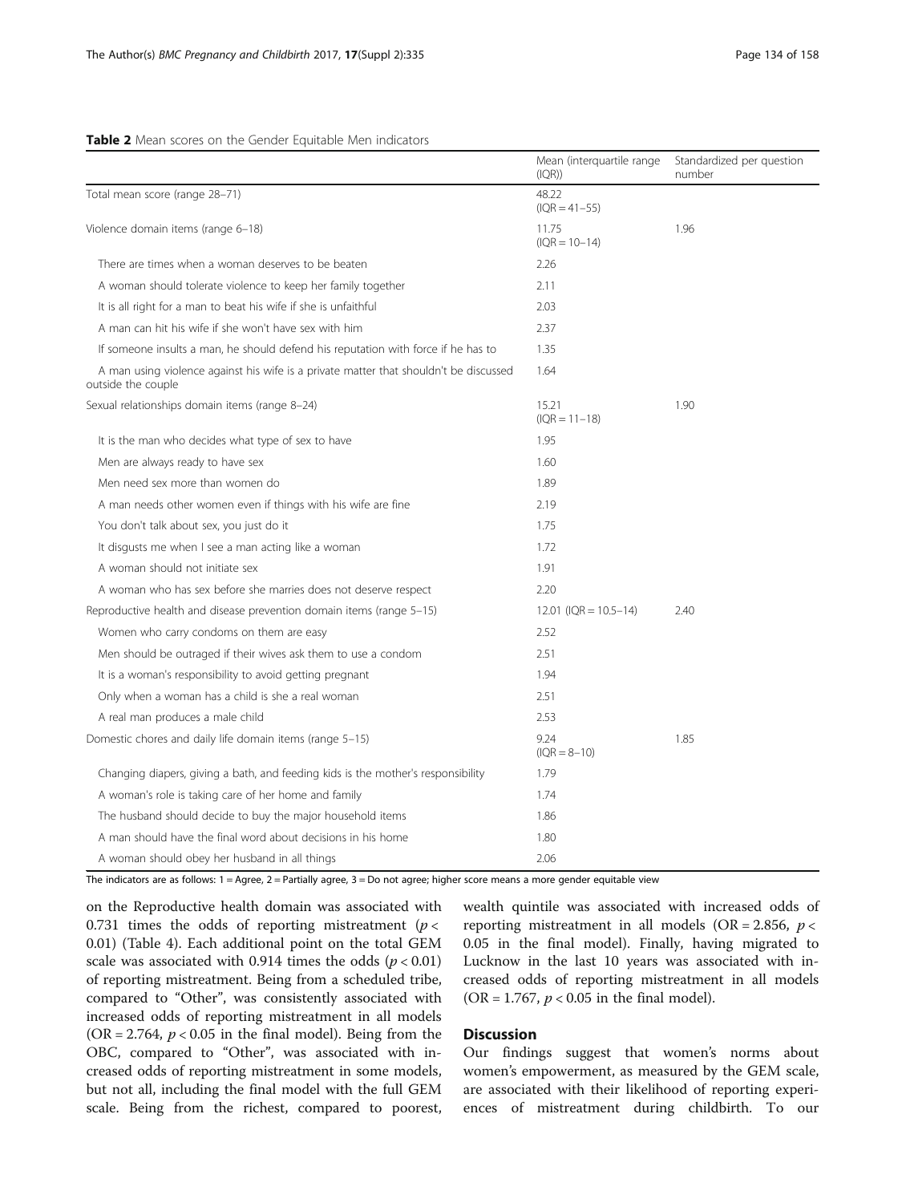**Table 2** Mean scores on the Gender Equitable Men indicators

| | Mean (interquartile range (IQR)) | Standardized per question number |
|---|---|---|
| Total mean score (range 28–71) | 48.22 (IQR = 41–55) | |
| Violence domain items (range 6–18) | 11.75 (IQR = 10–14) | 1.96 |
| There are times when a woman deserves to be beaten | 2.26 | |
| A woman should tolerate violence to keep her family together | 2.11 | |
| It is all right for a man to beat his wife if she is unfaithful | 2.03 | |
| A man can hit his wife if she won't have sex with him | 2.37 | |
| If someone insults a man, he should defend his reputation with force if he has to | 1.35 | |
| A man using violence against his wife is a private matter that shouldn't be discussed outside the couple | 1.64 | |
| Sexual relationships domain items (range 8–24) | 15.21 (IQR = 11–18) | 1.90 |
| It is the man who decides what type of sex to have | 1.95 | |
| Men are always ready to have sex | 1.60 | |
| Men need sex more than women do | 1.89 | |
| A man needs other women even if things with his wife are fine | 2.19 | |
| You don't talk about sex, you just do it | 1.75 | |
| It disgusts me when I see a man acting like a woman | 1.72 | |
| A woman should not initiate sex | 1.91 | |
| A woman who has sex before she marries does not deserve respect | 2.20 | |
| Reproductive health and disease prevention domain items (range 5–15) | 12.01 (IQR = 10.5–14) | 2.40 |
| Women who carry condoms on them are easy | 2.52 | |
| Men should be outraged if their wives ask them to use a condom | 2.51 | |
| It is a woman's responsibility to avoid getting pregnant | 1.94 | |
| Only when a woman has a child is she a real woman | 2.51 | |
| A real man produces a male child | 2.53 | |
| Domestic chores and daily life domain items (range 5–15) | 9.24 (IQR = 8–10) | 1.85 |
| Changing diapers, giving a bath, and feeding kids is the mother's responsibility | 1.79 | |
| A woman's role is taking care of her home and family | 1.74 | |
| The husband should decide to buy the major household items | 1.86 | |
| A man should have the final word about decisions in his home | 1.80 | |
| A woman should obey her husband in all things | 2.06 | |

The indicators are as follows: 1 = Agree, 2 = Partially agree, 3 = Do not agree; higher score means a more gender equitable view

on the Reproductive health domain was associated with 0.731 times the odds of reporting mistreatment ($p < 0.01$) (Table 4). Each additional point on the total GEM scale was associated with 0.914 times the odds ($p < 0.01$) of reporting mistreatment. Being from a scheduled tribe, compared to "Other", was consistently associated with increased odds of reporting mistreatment in all models (OR = 2.764, $p < 0.05$ in the final model). Being from the OBC, compared to "Other", was associated with increased odds of reporting mistreatment in some models, but not all, including the final model with the full GEM scale. Being from the richest, compared to poorest, wealth quintile was associated with increased odds of reporting mistreatment in all models (OR = 2.856, $p < 0.05$ in the final model). Finally, having migrated to Lucknow in the last 10 years was associated with increased odds of reporting mistreatment in all models (OR = 1.767, $p < 0.05$ in the final model).

## Discussion

Our findings suggest that women's norms about women's empowerment, as measured by the GEM scale, are associated with their likelihood of reporting experiences of mistreatment during childbirth. To our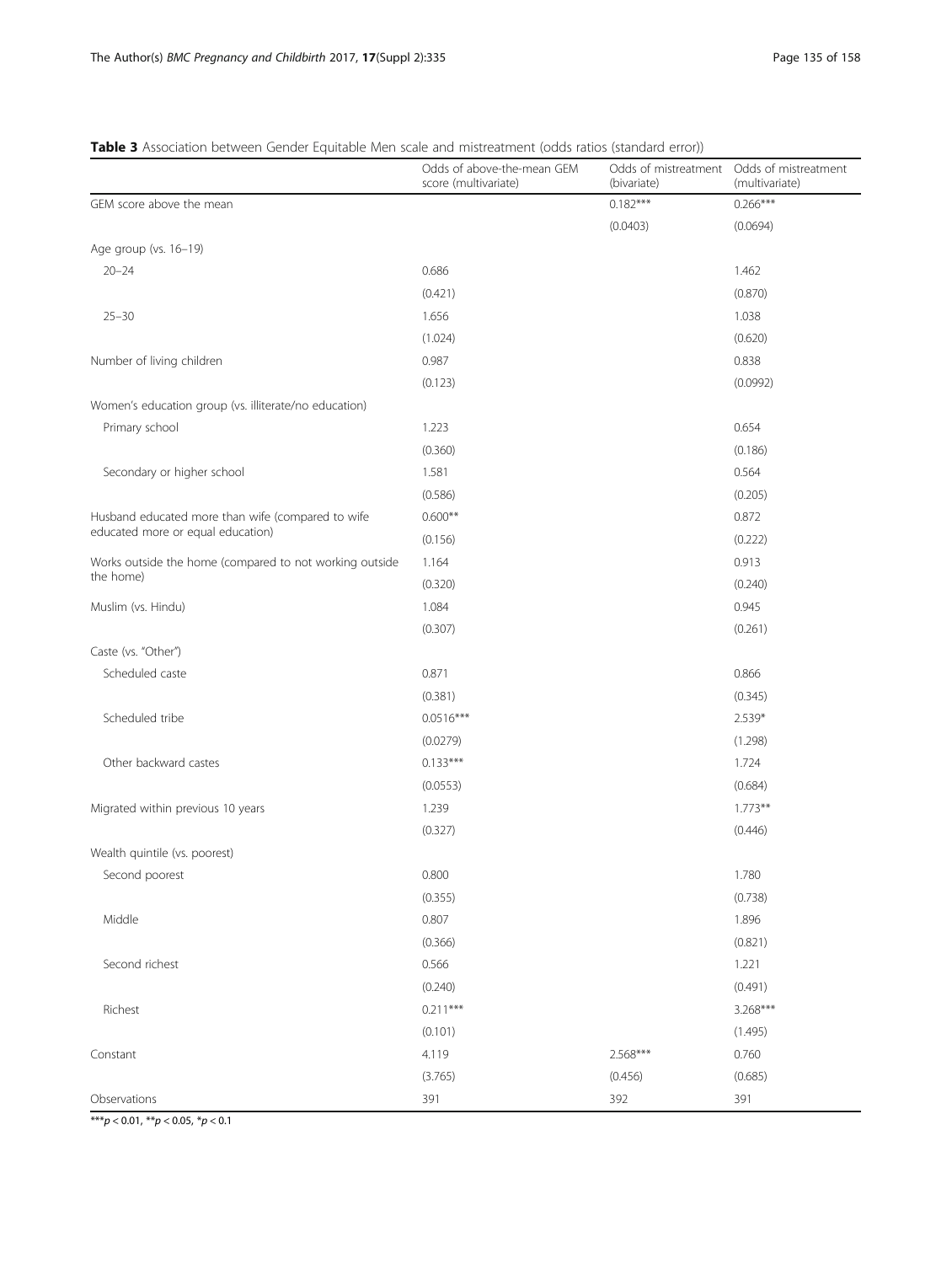**Table 3** Association between Gender Equitable Men scale and mistreatment (odds ratios (standard error))

| | Odds of above-the-mean GEM score (multivariate) | Odds of mistreatment (bivariate) | Odds of mistreatment (multivariate) |
|---|---|---|---|
| GEM score above the mean | | 0.182*** | 0.266*** |
| | | (0.0403) | (0.0694) |
| Age group (vs. 16–19) | | | |
| 20–24 | 0.686 | | 1.462 |
| | (0.421) | | (0.870) |
| 25–30 | 1.656 | | 1.038 |
| | (1.024) | | (0.620) |
| Number of living children | 0.987 | | 0.838 |
| | (0.123) | | (0.0992) |
| Women's education group (vs. illiterate/no education) | | | |
| Primary school | 1.223 | | 0.654 |
| | (0.360) | | (0.186) |
| Secondary or higher school | 1.581 | | 0.564 |
| | (0.586) | | (0.205) |
| Husband educated more than wife (compared to wife educated more or equal education) | 0.600** | | 0.872 |
| | (0.156) | | (0.222) |
| Works outside the home (compared to not working outside the home) | 1.164 | | 0.913 |
| | (0.320) | | (0.240) |
| Muslim (vs. Hindu) | 1.084 | | 0.945 |
| | (0.307) | | (0.261) |
| Caste (vs. "Other") | | | |
| Scheduled caste | 0.871 | | 0.866 |
| | (0.381) | | (0.345) |
| Scheduled tribe | 0.0516*** | | 2.539* |
| | (0.0279) | | (1.298) |
| Other backward castes | 0.133*** | | 1.724 |
| | (0.0553) | | (0.684) |
| Migrated within previous 10 years | 1.239 | | 1.773** |
| | (0.327) | | (0.446) |
| Wealth quintile (vs. poorest) | | | |
| Second poorest | 0.800 | | 1.780 |
| | (0.355) | | (0.738) |
| Middle | 0.807 | | 1.896 |
| | (0.366) | | (0.821) |
| Second richest | 0.566 | | 1.221 |
| | (0.240) | | (0.491) |
| Richest | 0.211*** | | 3.268*** |
| | (0.101) | | (1.495) |
| Constant | 4.119 | 2.568*** | 0.760 |
| | (3.765) | (0.456) | (0.685) |
| Observations | 391 | 392 | 391 |

***$p < 0.01$, **$p < 0.05$, *$p < 0.1$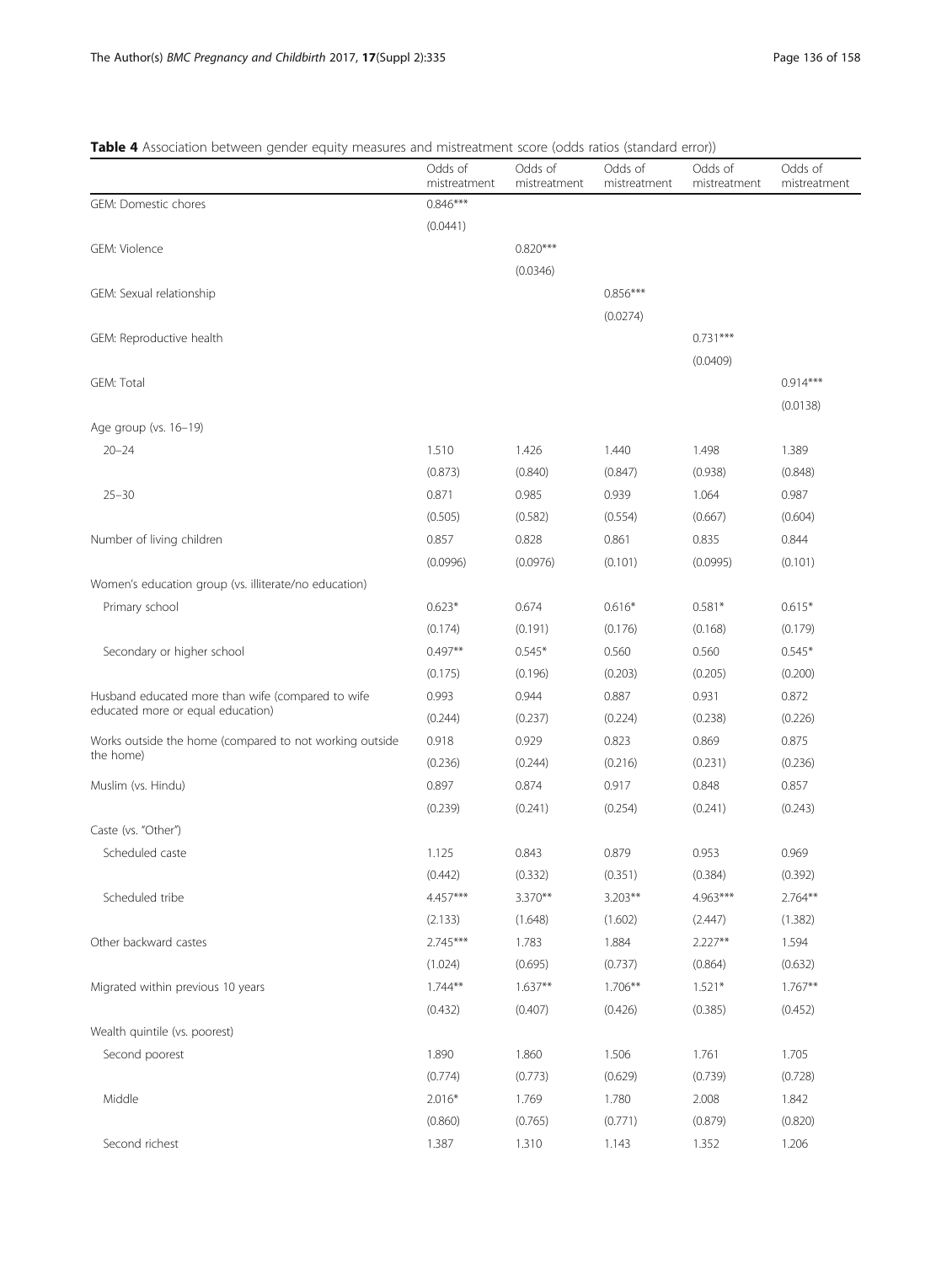**Table 4** Association between gender equity measures and mistreatment score (odds ratios (standard error))

| | Odds of mistreatment | Odds of mistreatment | Odds of mistreatment | Odds of mistreatment | Odds of mistreatment |
|---|---|---|---|---|---|
| GEM: Domestic chores | 0.846*** | | | | |
| | (0.0441) | | | | |
| GEM: Violence | | 0.820*** | | | |
| | | (0.0346) | | | |
| GEM: Sexual relationship | | | 0.856*** | | |
| | | | (0.0274) | | |
| GEM: Reproductive health | | | | 0.731*** | |
| | | | | (0.0409) | |
| GEM: Total | | | | | 0.914*** |
| | | | | | (0.0138) |
| Age group (vs. 16–19) | | | | | |
| 20–24 | 1.510 | 1.426 | 1.440 | 1.498 | 1.389 |
| | (0.873) | (0.840) | (0.847) | (0.938) | (0.848) |
| 25–30 | 0.871 | 0.985 | 0.939 | 1.064 | 0.987 |
| | (0.505) | (0.582) | (0.554) | (0.667) | (0.604) |
| Number of living children | 0.857 | 0.828 | 0.861 | 0.835 | 0.844 |
| | (0.0996) | (0.0976) | (0.101) | (0.0995) | (0.101) |
| Women's education group (vs. illiterate/no education) | | | | | |
| Primary school | 0.623* | 0.674 | 0.616* | 0.581* | 0.615* |
| | (0.174) | (0.191) | (0.176) | (0.168) | (0.179) |
| Secondary or higher school | 0.497** | 0.545* | 0.560 | 0.560 | 0.545* |
| | (0.175) | (0.196) | (0.203) | (0.205) | (0.200) |
| Husband educated more than wife (compared to wife educated more or equal education) | 0.993 | 0.944 | 0.887 | 0.931 | 0.872 |
| | (0.244) | (0.237) | (0.224) | (0.238) | (0.226) |
| Works outside the home (compared to not working outside the home) | 0.918 | 0.929 | 0.823 | 0.869 | 0.875 |
| | (0.236) | (0.244) | (0.216) | (0.231) | (0.236) |
| Muslim (vs. Hindu) | 0.897 | 0.874 | 0.917 | 0.848 | 0.857 |
| | (0.239) | (0.241) | (0.254) | (0.241) | (0.243) |
| Caste (vs. "Other") | | | | | |
| Scheduled caste | 1.125 | 0.843 | 0.879 | 0.953 | 0.969 |
| | (0.442) | (0.332) | (0.351) | (0.384) | (0.392) |
| Scheduled tribe | 4.457*** | 3.370** | 3.203** | 4.963*** | 2.764** |
| | (2.133) | (1.648) | (1.602) | (2.447) | (1.382) |
| Other backward castes | 2.745*** | 1.783 | 1.884 | 2.227** | 1.594 |
| | (1.024) | (0.695) | (0.737) | (0.864) | (0.632) |
| Migrated within previous 10 years | 1.744** | 1.637** | 1.706** | 1.521* | 1.767** |
| | (0.432) | (0.407) | (0.426) | (0.385) | (0.452) |
| Wealth quintile (vs. poorest) | | | | | |
| Second poorest | 1.890 | 1.860 | 1.506 | 1.761 | 1.705 |
| | (0.774) | (0.773) | (0.629) | (0.739) | (0.728) |
| Middle | 2.016* | 1.769 | 1.780 | 2.008 | 1.842 |
| | (0.860) | (0.765) | (0.771) | (0.879) | (0.820) |
| Second richest | 1.387 | 1.310 | 1.143 | 1.352 | 1.206 |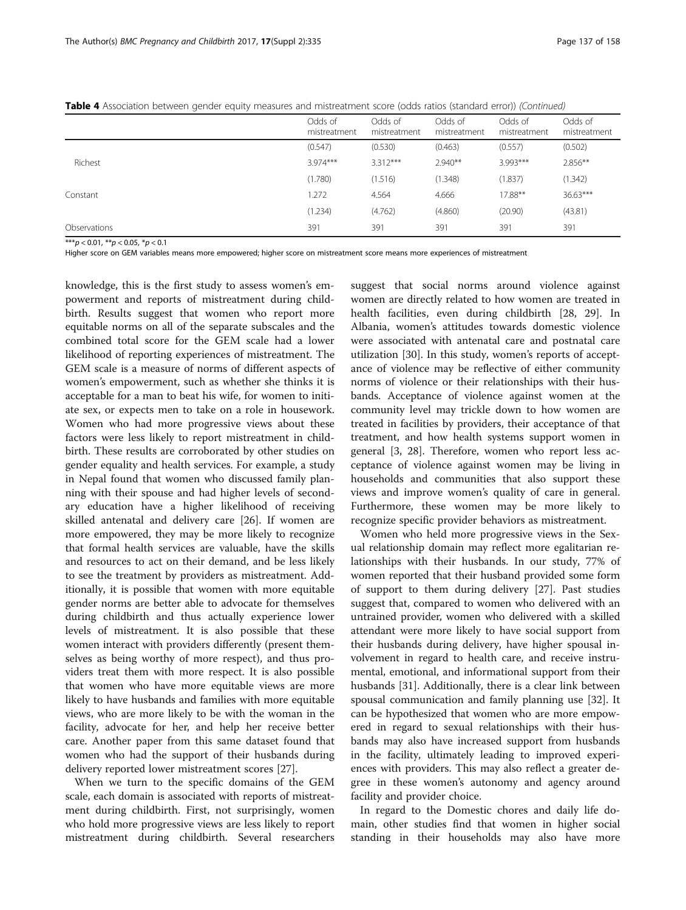**Table 4** Association between gender equity measures and mistreatment score (odds ratios (standard error)) *(Continued)*

| | Odds of mistreatment | Odds of mistreatment | Odds of mistreatment | Odds of mistreatment | Odds of mistreatment |
|---|---|---|---|---|---|
| | (0.547) | (0.530) | (0.463) | (0.557) | (0.502) |
| Richest | 3.974*** | 3.312*** | 2.940** | 3.993*** | 2.856** |
| | (1.780) | (1.516) | (1.348) | (1.837) | (1.342) |
| Constant | 1.272 | 4.564 | 4.666 | 17.88** | 36.63*** |
| | (1.234) | (4.762) | (4.860) | (20.90) | (43.81) |
| Observations | 391 | 391 | 391 | 391 | 391 |

***$p < 0.01$, **$p < 0.05$, *$p < 0.1$

Higher score on GEM variables means more empowered; higher score on mistreatment score means more experiences of mistreatment

knowledge, this is the first study to assess women's empowerment and reports of mistreatment during childbirth. Results suggest that women who report more equitable norms on all of the separate subscales and the combined total score for the GEM scale had a lower likelihood of reporting experiences of mistreatment. The GEM scale is a measure of norms of different aspects of women's empowerment, such as whether she thinks it is acceptable for a man to beat his wife, for women to initiate sex, or expects men to take on a role in housework. Women who had more progressive views about these factors were less likely to report mistreatment in childbirth. These results are corroborated by other studies on gender equality and health services. For example, a study in Nepal found that women who discussed family planning with their spouse and had higher levels of secondary education have a higher likelihood of receiving skilled antenatal and delivery care [26]. If women are more empowered, they may be more likely to recognize that formal health services are valuable, have the skills and resources to act on their demand, and be less likely to see the treatment by providers as mistreatment. Additionally, it is possible that women with more equitable gender norms are better able to advocate for themselves during childbirth and thus actually experience lower levels of mistreatment. It is also possible that these women interact with providers differently (present themselves as being worthy of more respect), and thus providers treat them with more respect. It is also possible that women who have more equitable views are more likely to have husbands and families with more equitable views, who are more likely to be with the woman in the facility, advocate for her, and help her receive better care. Another paper from this same dataset found that women who had the support of their husbands during delivery reported lower mistreatment scores [27].

When we turn to the specific domains of the GEM scale, each domain is associated with reports of mistreatment during childbirth. First, not surprisingly, women who hold more progressive views are less likely to report mistreatment during childbirth. Several researchers suggest that social norms around violence against women are directly related to how women are treated in health facilities, even during childbirth [28, 29]. In Albania, women's attitudes towards domestic violence were associated with antenatal care and postnatal care utilization [30]. In this study, women's reports of acceptance of violence may be reflective of either community norms of violence or their relationships with their husbands. Acceptance of violence against women at the community level may trickle down to how women are treated in facilities by providers, their acceptance of that treatment, and how health systems support women in general [3, 28]. Therefore, women who report less acceptance of violence against women may be living in households and communities that also support these views and improve women's quality of care in general. Furthermore, these women may be more likely to recognize specific provider behaviors as mistreatment.

Women who held more progressive views in the Sexual relationship domain may reflect more egalitarian relationships with their husbands. In our study, 77% of women reported that their husband provided some form of support to them during delivery [27]. Past studies suggest that, compared to women who delivered with an untrained provider, women who delivered with a skilled attendant were more likely to have social support from their husbands during delivery, have higher spousal involvement in regard to health care, and receive instrumental, emotional, and informational support from their husbands [31]. Additionally, there is a clear link between spousal communication and family planning use [32]. It can be hypothesized that women who are more empowered in regard to sexual relationships with their husbands may also have increased support from husbands in the facility, ultimately leading to improved experiences with providers. This may also reflect a greater degree in these women's autonomy and agency around facility and provider choice.

In regard to the Domestic chores and daily life domain, other studies find that women in higher social standing in their households may also have more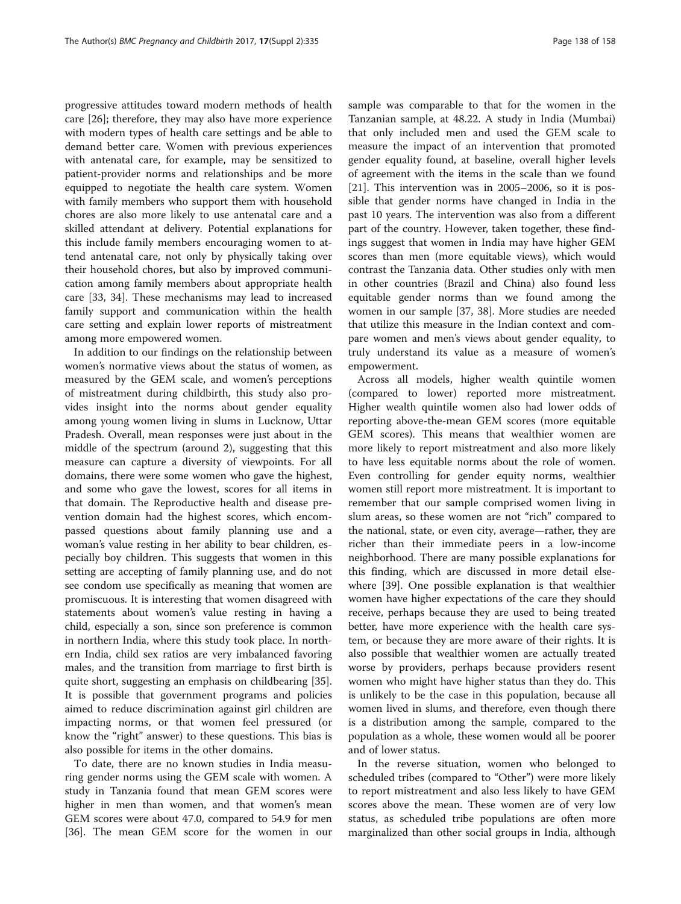progressive attitudes toward modern methods of health care [26]; therefore, they may also have more experience with modern types of health care settings and be able to demand better care. Women with previous experiences with antenatal care, for example, may be sensitized to patient-provider norms and relationships and be more equipped to negotiate the health care system. Women with family members who support them with household chores are also more likely to use antenatal care and a skilled attendant at delivery. Potential explanations for this include family members encouraging women to attend antenatal care, not only by physically taking over their household chores, but also by improved communication among family members about appropriate health care [33, 34]. These mechanisms may lead to increased family support and communication within the health care setting and explain lower reports of mistreatment among more empowered women.

In addition to our findings on the relationship between women's normative views about the status of women, as measured by the GEM scale, and women's perceptions of mistreatment during childbirth, this study also provides insight into the norms about gender equality among young women living in slums in Lucknow, Uttar Pradesh. Overall, mean responses were just about in the middle of the spectrum (around 2), suggesting that this measure can capture a diversity of viewpoints. For all domains, there were some women who gave the highest, and some who gave the lowest, scores for all items in that domain. The Reproductive health and disease prevention domain had the highest scores, which encompassed questions about family planning use and a woman's value resting in her ability to bear children, especially boy children. This suggests that women in this setting are accepting of family planning use, and do not see condom use specifically as meaning that women are promiscuous. It is interesting that women disagreed with statements about women's value resting in having a child, especially a son, since son preference is common in northern India, where this study took place. In northern India, child sex ratios are very imbalanced favoring males, and the transition from marriage to first birth is quite short, suggesting an emphasis on childbearing [35]. It is possible that government programs and policies aimed to reduce discrimination against girl children are impacting norms, or that women feel pressured (or know the "right" answer) to these questions. This bias is also possible for items in the other domains.

To date, there are no known studies in India measuring gender norms using the GEM scale with women. A study in Tanzania found that mean GEM scores were higher in men than women, and that women's mean GEM scores were about 47.0, compared to 54.9 for men [36]. The mean GEM score for the women in our sample was comparable to that for the women in the Tanzanian sample, at 48.22. A study in India (Mumbai) that only included men and used the GEM scale to measure the impact of an intervention that promoted gender equality found, at baseline, overall higher levels of agreement with the items in the scale than we found [21]. This intervention was in 2005–2006, so it is possible that gender norms have changed in India in the past 10 years. The intervention was also from a different part of the country. However, taken together, these findings suggest that women in India may have higher GEM scores than men (more equitable views), which would contrast the Tanzania data. Other studies only with men in other countries (Brazil and China) also found less equitable gender norms than we found among the women in our sample [37, 38]. More studies are needed that utilize this measure in the Indian context and compare women and men's views about gender equality, to truly understand its value as a measure of women's empowerment.

Across all models, higher wealth quintile women (compared to lower) reported more mistreatment. Higher wealth quintile women also had lower odds of reporting above-the-mean GEM scores (more equitable GEM scores). This means that wealthier women are more likely to report mistreatment and also more likely to have less equitable norms about the role of women. Even controlling for gender equity norms, wealthier women still report more mistreatment. It is important to remember that our sample comprised women living in slum areas, so these women are not "rich" compared to the national, state, or even city, average—rather, they are richer than their immediate peers in a low-income neighborhood. There are many possible explanations for this finding, which are discussed in more detail elsewhere [39]. One possible explanation is that wealthier women have higher expectations of the care they should receive, perhaps because they are used to being treated better, have more experience with the health care system, or because they are more aware of their rights. It is also possible that wealthier women are actually treated worse by providers, perhaps because providers resent women who might have higher status than they do. This is unlikely to be the case in this population, because all women lived in slums, and therefore, even though there is a distribution among the sample, compared to the population as a whole, these women would all be poorer and of lower status.

In the reverse situation, women who belonged to scheduled tribes (compared to "Other") were more likely to report mistreatment and also less likely to have GEM scores above the mean. These women are of very low status, as scheduled tribe populations are often more marginalized than other social groups in India, although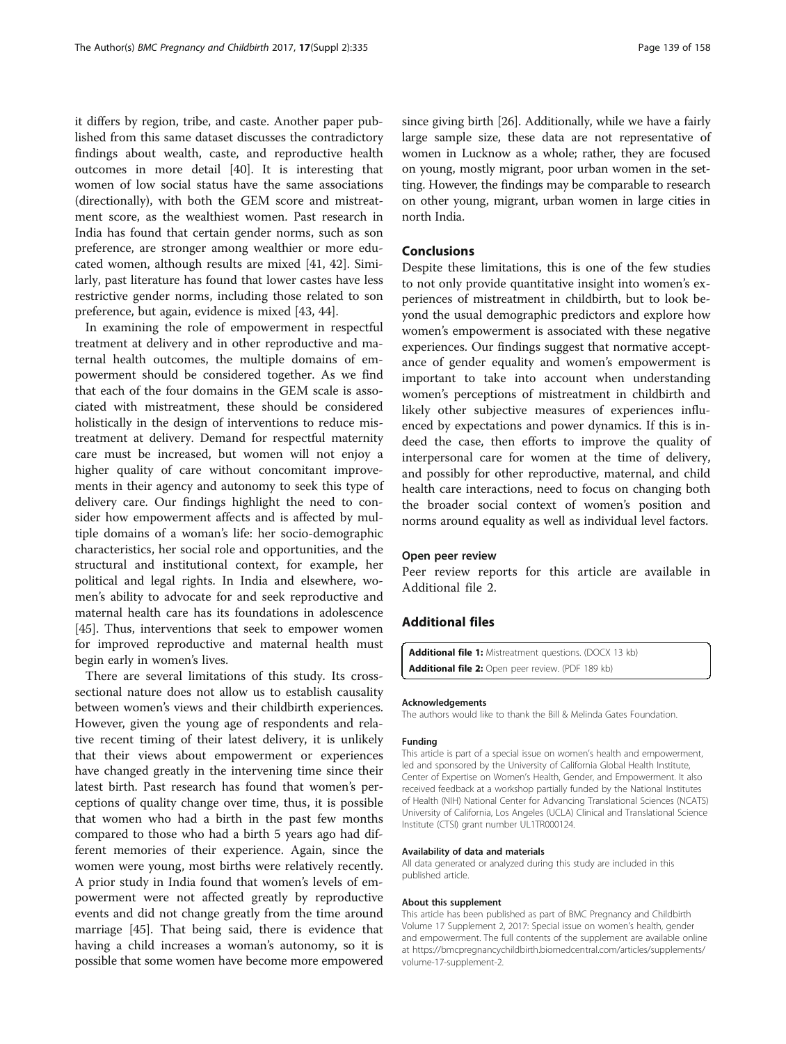it differs by region, tribe, and caste. Another paper published from this same dataset discusses the contradictory findings about wealth, caste, and reproductive health outcomes in more detail [40]. It is interesting that women of low social status have the same associations (directionally), with both the GEM score and mistreatment score, as the wealthiest women. Past research in India has found that certain gender norms, such as son preference, are stronger among wealthier or more educated women, although results are mixed [41, 42]. Similarly, past literature has found that lower castes have less restrictive gender norms, including those related to son preference, but again, evidence is mixed [43, 44].

In examining the role of empowerment in respectful treatment at delivery and in other reproductive and maternal health outcomes, the multiple domains of empowerment should be considered together. As we find that each of the four domains in the GEM scale is associated with mistreatment, these should be considered holistically in the design of interventions to reduce mistreatment at delivery. Demand for respectful maternity care must be increased, but women will not enjoy a higher quality of care without concomitant improvements in their agency and autonomy to seek this type of delivery care. Our findings highlight the need to consider how empowerment affects and is affected by multiple domains of a woman's life: her socio-demographic characteristics, her social role and opportunities, and the structural and institutional context, for example, her political and legal rights. In India and elsewhere, women's ability to advocate for and seek reproductive and maternal health care has its foundations in adolescence [45]. Thus, interventions that seek to empower women for improved reproductive and maternal health must begin early in women's lives.

There are several limitations of this study. Its cross-sectional nature does not allow us to establish causality between women's views and their childbirth experiences. However, given the young age of respondents and relative recent timing of their latest delivery, it is unlikely that their views about empowerment or experiences have changed greatly in the intervening time since their latest birth. Past research has found that women's perceptions of quality change over time, thus, it is possible that women who had a birth in the past few months compared to those who had a birth 5 years ago had different memories of their experience. Again, since the women were young, most births were relatively recently. A prior study in India found that women's levels of empowerment were not affected greatly by reproductive events and did not change greatly from the time around marriage [45]. That being said, there is evidence that having a child increases a woman's autonomy, so it is possible that some women have become more empowered since giving birth [26]. Additionally, while we have a fairly large sample size, these data are not representative of women in Lucknow as a whole; rather, they are focused on young, mostly migrant, poor urban women in the setting. However, the findings may be comparable to research on other young, migrant, urban women in large cities in north India.

## Conclusions

Despite these limitations, this is one of the few studies to not only provide quantitative insight into women's experiences of mistreatment in childbirth, but to look beyond the usual demographic predictors and explore how women's empowerment is associated with these negative experiences. Our findings suggest that normative acceptance of gender equality and women's empowerment is important to take into account when understanding women's perceptions of mistreatment in childbirth and likely other subjective measures of experiences influenced by expectations and power dynamics. If this is indeed the case, then efforts to improve the quality of interpersonal care for women at the time of delivery, and possibly for other reproductive, maternal, and child health care interactions, need to focus on changing both the broader social context of women's position and norms around equality as well as individual level factors.

### Open peer review

Peer review reports for this article are available in Additional file 2.

## Additional files

**Additional file 1:** Mistreatment questions. (DOCX 13 kb)

**Additional file 2:** Open peer review. (PDF 189 kb)

#### Acknowledgements

The authors would like to thank the Bill & Melinda Gates Foundation.

#### Funding

This article is part of a special issue on women's health and empowerment, led and sponsored by the University of California Global Health Institute, Center of Expertise on Women's Health, Gender, and Empowerment. It also received feedback at a workshop partially funded by the National Institutes of Health (NIH) National Center for Advancing Translational Sciences (NCATS) University of California, Los Angeles (UCLA) Clinical and Translational Science Institute (CTSI) grant number UL1TR000124.

#### Availability of data and materials

All data generated or analyzed during this study are included in this published article.

#### About this supplement

This article has been published as part of BMC Pregnancy and Childbirth Volume 17 Supplement 2, 2017: Special issue on women's health, gender and empowerment. The full contents of the supplement are available online at https://bmcpregnancychildbirth.biomedcentral.com/articles/supplements/volume-17-supplement-2.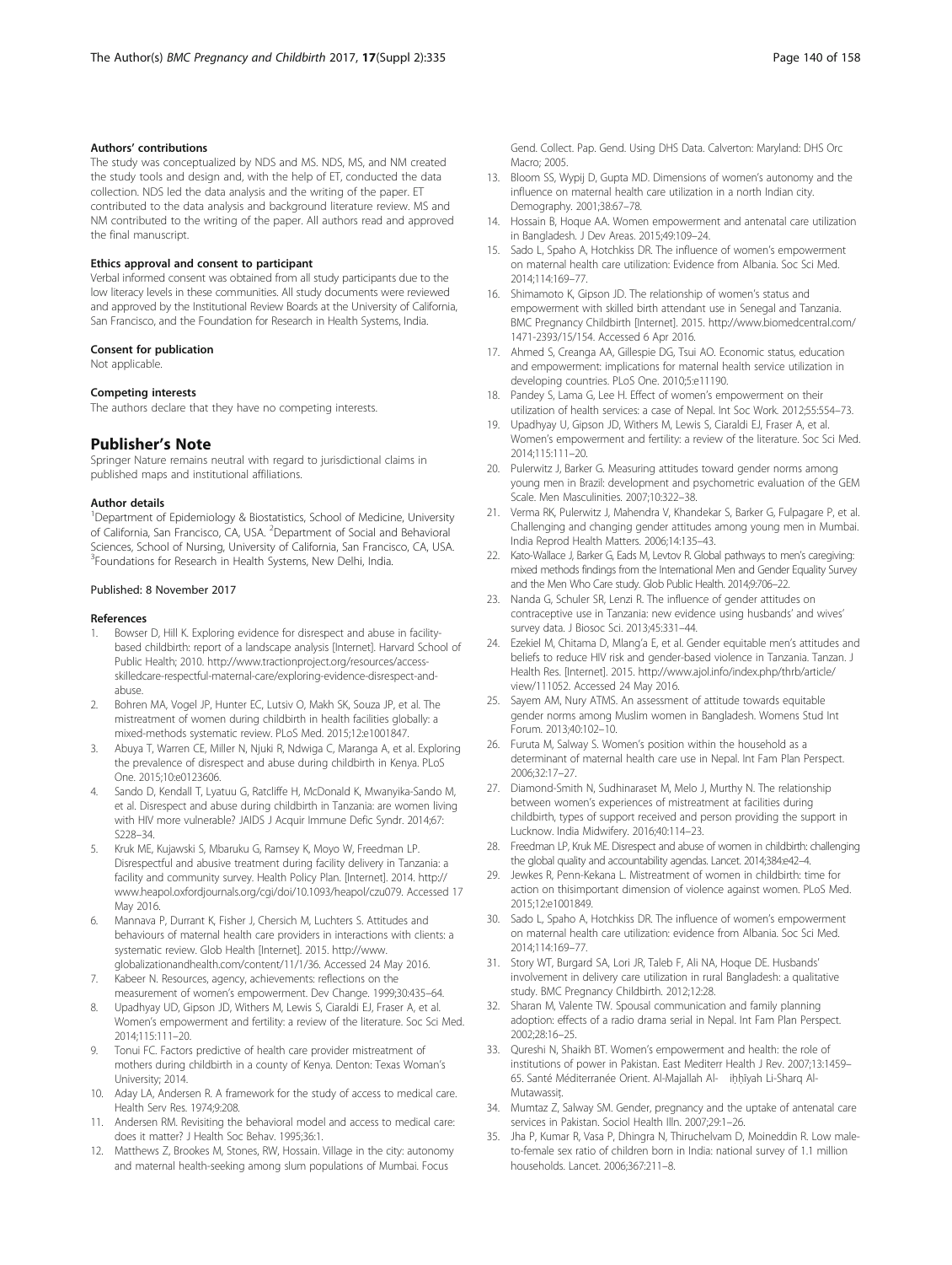#### Authors' contributions

The study was conceptualized by NDS and MS. NDS, MS, and NM created the study tools and design and, with the help of ET, conducted the data collection. NDS led the data analysis and the writing of the paper. ET contributed to the data analysis and background literature review. MS and NM contributed to the writing of the paper. All authors read and approved the final manuscript.

#### Ethics approval and consent to participant

Verbal informed consent was obtained from all study participants due to the low literacy levels in these communities. All study documents were reviewed and approved by the Institutional Review Boards at the University of California, San Francisco, and the Foundation for Research in Health Systems, India.

#### Consent for publication

Not applicable.

#### Competing interests

The authors declare that they have no competing interests.

## Publisher's Note

Springer Nature remains neutral with regard to jurisdictional claims in published maps and institutional affiliations.

#### Author details

[1]Department of Epidemiology & Biostatistics, School of Medicine, University of California, San Francisco, CA, USA. [2]Department of Social and Behavioral Sciences, School of Nursing, University of California, San Francisco, CA, USA. [3]Foundations for Research in Health Systems, New Delhi, India.

Published: 8 November 2017

#### References

1. Bowser D, Hill K. Exploring evidence for disrespect and abuse in facility-based childbirth: report of a landscape analysis [Internet]. Harvard School of Public Health; 2010. http://www.tractionproject.org/resources/access-skilledcare-respectful-maternal-care/exploring-evidence-disrespect-and-abuse.
2. Bohren MA, Vogel JP, Hunter EC, Lutsiv O, Makh SK, Souza JP, et al. The mistreatment of women during childbirth in health facilities globally: a mixed-methods systematic review. PLoS Med. 2015;12:e1001847.
3. Abuya T, Warren CE, Miller N, Njuki R, Ndwiga C, Maranga A, et al. Exploring the prevalence of disrespect and abuse during childbirth in Kenya. PLoS One. 2015;10:e0123606.
4. Sando D, Kendall T, Lyatuu G, Ratcliffe H, McDonald K, Mwanyika-Sando M, et al. Disrespect and abuse during childbirth in Tanzania: are women living with HIV more vulnerable? JAIDS J Acquir Immune Defic Syndr. 2014;67:S228–34.
5. Kruk ME, Kujawski S, Mbaruku G, Ramsey K, Moyo W, Freedman LP. Disrespectful and abusive treatment during facility delivery in Tanzania: a facility and community survey. Health Policy Plan. [Internet]. 2014. http://www.heapol.oxfordjournals.org/cgi/doi/10.1093/heapol/czu079. Accessed 17 May 2016.
6. Mannava P, Durrant K, Fisher J, Chersich M, Luchters S. Attitudes and behaviours of maternal health care providers in interactions with clients: a systematic review. Glob Health [Internet]. 2015. http://www.globalizationandhealth.com/content/11/1/36. Accessed 24 May 2016.
7. Kabeer N. Resources, agency, achievements: reflections on the measurement of women's empowerment. Dev Change. 1999;30:435–64.
8. Upadhyay UD, Gipson JD, Withers M, Lewis S, Ciaraldi EJ, Fraser A, et al. Women's empowerment and fertility: a review of the literature. Soc Sci Med. 2014;115:111–20.
9. Tonui FC. Factors predictive of health care provider mistreatment of mothers during childbirth in a county of Kenya. Denton: Texas Woman's University; 2014.
10. Aday LA, Andersen R. A framework for the study of access to medical care. Health Serv Res. 1974;9:208.
11. Andersen RM. Revisiting the behavioral model and access to medical care: does it matter? J Health Soc Behav. 1995;36:1.
12. Matthews Z, Brookes M, Stones, RW, Hossain. Village in the city: autonomy and maternal health-seeking among slum populations of Mumbai. Focus Gend. Collect. Pap. Gend. Using DHS Data. Calverton: Maryland: DHS Orc Macro; 2005.
13. Bloom SS, Wypij D, Gupta MD. Dimensions of women's autonomy and the influence on maternal health care utilization in a north Indian city. Demography. 2001;38:67–78.
14. Hossain B, Hoque AA. Women empowerment and antenatal care utilization in Bangladesh. J Dev Areas. 2015;49:109–24.
15. Sado L, Spaho A, Hotchkiss DR. The influence of women's empowerment on maternal health care utilization: Evidence from Albania. Soc Sci Med. 2014;114:169–77.
16. Shimamoto K, Gipson JD. The relationship of women's status and empowerment with skilled birth attendant use in Senegal and Tanzania. BMC Pregnancy Childbirth [Internet]. 2015. http://www.biomedcentral.com/1471-2393/15/154. Accessed 6 Apr 2016.
17. Ahmed S, Creanga AA, Gillespie DG, Tsui AO. Economic status, education and empowerment: implications for maternal health service utilization in developing countries. PLoS One. 2010;5:e11190.
18. Pandey S, Lama G, Lee H. Effect of women's empowerment on their utilization of health services: a case of Nepal. Int Soc Work. 2012;55:554–73.
19. Upadhyay U, Gipson JD, Withers M, Lewis S, Ciaraldi EJ, Fraser A, et al. Women's empowerment and fertility: a review of the literature. Soc Sci Med. 2014;115:111–20.
20. Pulerwitz J, Barker G. Measuring attitudes toward gender norms among young men in Brazil: development and psychometric evaluation of the GEM Scale. Men Masculinities. 2007;10:322–38.
21. Verma RK, Pulerwitz J, Mahendra V, Khandekar S, Barker G, Fulpagare P, et al. Challenging and changing gender attitudes among young men in Mumbai. India Reprod Health Matters. 2006;14:135–43.
22. Kato-Wallace J, Barker G, Eads M, Levtov R. Global pathways to men's caregiving: mixed methods findings from the International Men and Gender Equality Survey and the Men Who Care study. Glob Public Health. 2014;9:706–22.
23. Nanda G, Schuler SR, Lenzi R. The influence of gender attitudes on contraceptive use in Tanzania: new evidence using husbands' and wives' survey data. J Biosoc Sci. 2013;45:331–44.
24. Ezekiel M, Chitama D, Mlang'a E, et al. Gender equitable men's attitudes and beliefs to reduce HIV risk and gender-based violence in Tanzania. Tanzan. J Health Res. [Internet]. 2015. http://www.ajol.info/index.php/thrb/article/view/111052. Accessed 24 May 2016.
25. Sayem AM, Nury ATMS. An assessment of attitude towards equitable gender norms among Muslim women in Bangladesh. Womens Stud Int Forum. 2013;40:102–10.
26. Furuta M, Salway S. Women's position within the household as a determinant of maternal health care use in Nepal. Int Fam Plan Perspect. 2006;32:17–27.
27. Diamond-Smith N, Sudhinaraset M, Melo J, Murthy N. The relationship between women's experiences of mistreatment at facilities during childbirth, types of support received and person providing the support in Lucknow. India Midwifery. 2016;40:114–23.
28. Freedman LP, Kruk ME. Disrespect and abuse of women in childbirth: challenging the global quality and accountability agendas. Lancet. 2014;384:e42–4.
29. Jewkes R, Penn-Kekana L. Mistreatment of women in childbirth: time for action on thisimportant dimension of violence against women. PLoS Med. 2015;12:e1001849.
30. Sado L, Spaho A, Hotchkiss DR. The influence of women's empowerment on maternal health care utilization: evidence from Albania. Soc Sci Med. 2014;114:169–77.
31. Story WT, Burgard SA, Lori JR, Taleb F, Ali NA, Hoque DE. Husbands' involvement in delivery care utilization in rural Bangladesh: a qualitative study. BMC Pregnancy Childbirth. 2012;12:28.
32. Sharan M, Valente TW. Spousal communication and family planning adoption: effects of a radio drama serial in Nepal. Int Fam Plan Perspect. 2002;28:16–25.
33. Qureshi N, Shaikh BT. Women's empowerment and health: the role of institutions of power in Pakistan. East Mediterr Health J Rev. 2007;13:1459–65. Santé Méditerranée Orient. Al-Majallah Al- iḥḥīyah Li-Sharq Al-Mutawassiṭ.
34. Mumtaz Z, Salway SM. Gender, pregnancy and the uptake of antenatal care services in Pakistan. Sociol Health Illn. 2007;29:1–26.
35. Jha P, Kumar R, Vasa P, Dhingra N, Thiruchelvam D, Moineddin R. Low male-to-female sex ratio of children born in India: national survey of 1.1 million households. Lancet. 2006;367:211–8.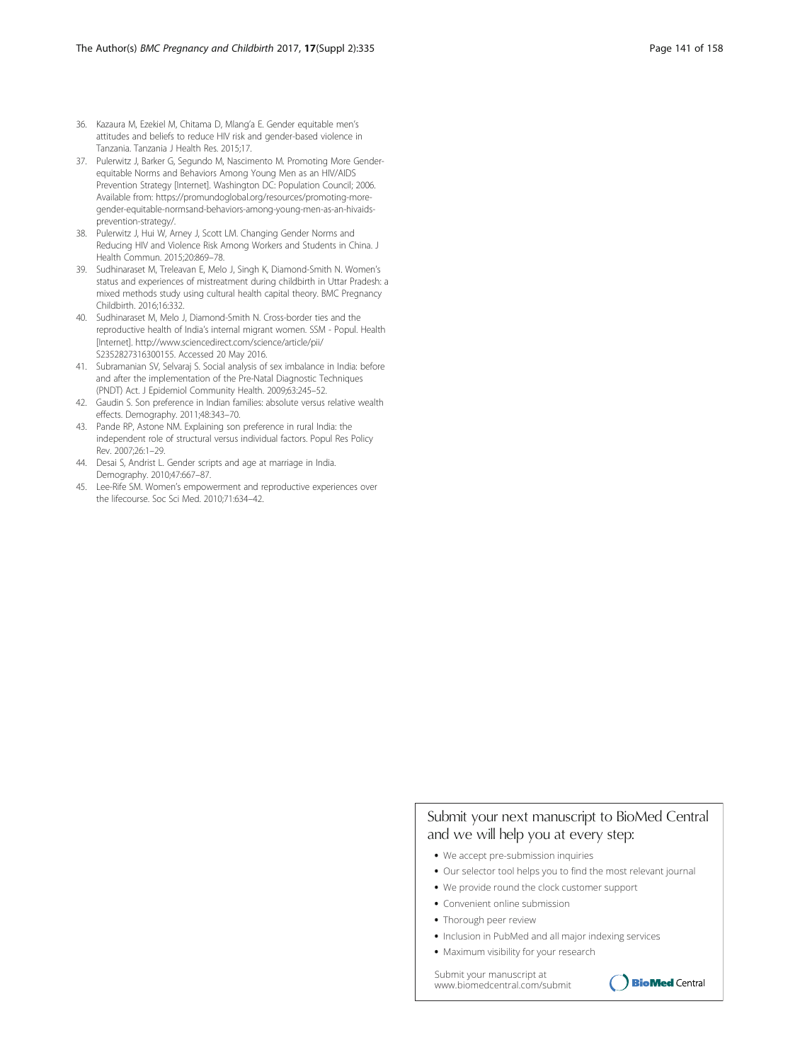36. Kazaura M, Ezekiel M, Chitama D, Mlang'a E. Gender equitable men's attitudes and beliefs to reduce HIV risk and gender-based violence in Tanzania. Tanzania J Health Res. 2015;17.
37. Pulerwitz J, Barker G, Segundo M, Nascimento M. Promoting More Gender-equitable Norms and Behaviors Among Young Men as an HIV/AIDS Prevention Strategy [Internet]. Washington DC: Population Council; 2006. Available from: https://promundoglobal.org/resources/promoting-more-gender-equitable-normsand-behaviors-among-young-men-as-an-hivaids-prevention-strategy/.
38. Pulerwitz J, Hui W, Arney J, Scott LM. Changing Gender Norms and Reducing HIV and Violence Risk Among Workers and Students in China. J Health Commun. 2015;20:869–78.
39. Sudhinaraset M, Treleavan E, Melo J, Singh K, Diamond-Smith N. Women's status and experiences of mistreatment during childbirth in Uttar Pradesh: a mixed methods study using cultural health capital theory. BMC Pregnancy Childbirth. 2016;16:332.
40. Sudhinaraset M, Melo J, Diamond-Smith N. Cross-border ties and the reproductive health of India's internal migrant women. SSM - Popul. Health [Internet]. http://www.sciencedirect.com/science/article/pii/S2352827316300155. Accessed 20 May 2016.
41. Subramanian SV, Selvaraj S. Social analysis of sex imbalance in India: before and after the implementation of the Pre-Natal Diagnostic Techniques (PNDT) Act. J Epidemiol Community Health. 2009;63:245–52.
42. Gaudin S. Son preference in Indian families: absolute versus relative wealth effects. Demography. 2011;48:343–70.
43. Pande RP, Astone NM. Explaining son preference in rural India: the independent role of structural versus individual factors. Popul Res Policy Rev. 2007;26:1–29.
44. Desai S, Andrist L. Gender scripts and age at marriage in India. Demography. 2010;47:667–87.
45. Lee-Rife SM. Women's empowerment and reproductive experiences over the lifecourse. Soc Sci Med. 2010;71:634–42.

Submit your next manuscript to BioMed Central and we will help you at every step:

- We accept pre-submission inquiries
- Our selector tool helps you to find the most relevant journal
- We provide round the clock customer support
- Convenient online submission
- Thorough peer review
- Inclusion in PubMed and all major indexing services
- Maximum visibility for your research

Submit your manuscript at www.biomedcentral.com/submit

BioMed Central